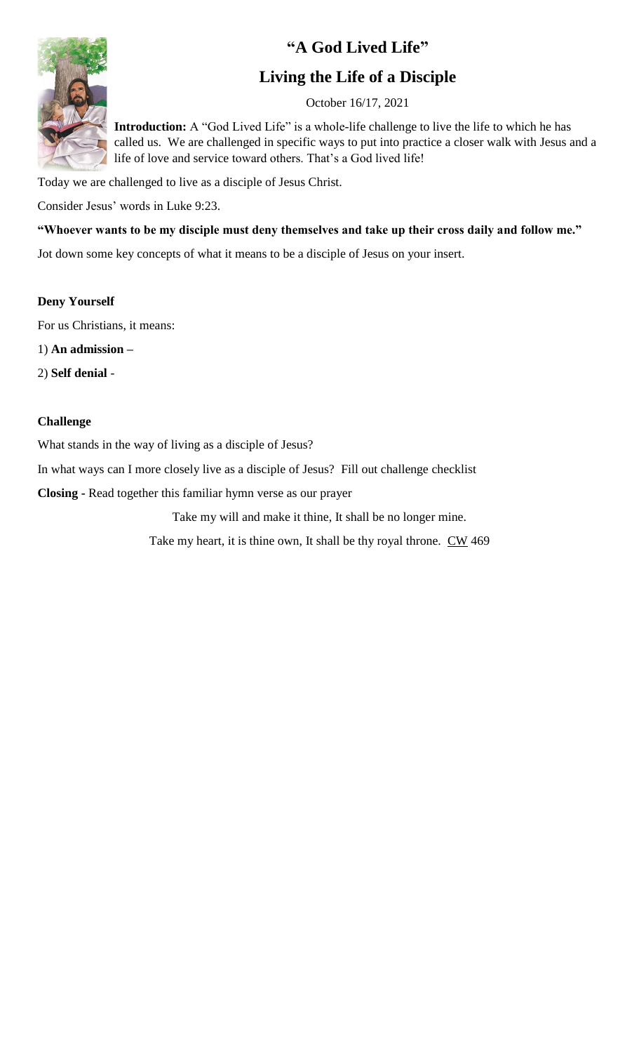# "A God Lived Life"

## Living the Life of a Disciple

October 16/17, 2021

**Introduction:** A "God Lived Life" is a whole-life challenge to live the life to which he has called us. We are challenged in specific ways to put into practice a closer walk with Jesus and a life of love and service toward others. That's a God lived life!

Today we are challenged to live as a disciple of Jesus Christ.

Consider Jesus' words in Luke 9:23.

**"Whoever wants to be my disciple must deny themselves and take up their cross daily and follow me."**

Jot down some key concepts of what it means to be a disciple of Jesus on your insert.

**Deny Yourself**

For us Christians, it means:

1) **An admission –**

2) **Self denial** -

**Challenge**

What stands in the way of living as a disciple of Jesus?

In what ways can I more closely live as a disciple of Jesus? Fill out challenge checklist

**Closing -** Read together this familiar hymn verse as our prayer

Take my will and make it thine, It shall be no longer mine.

Take my heart, it is thine own, It shall be thy royal throne. CW 469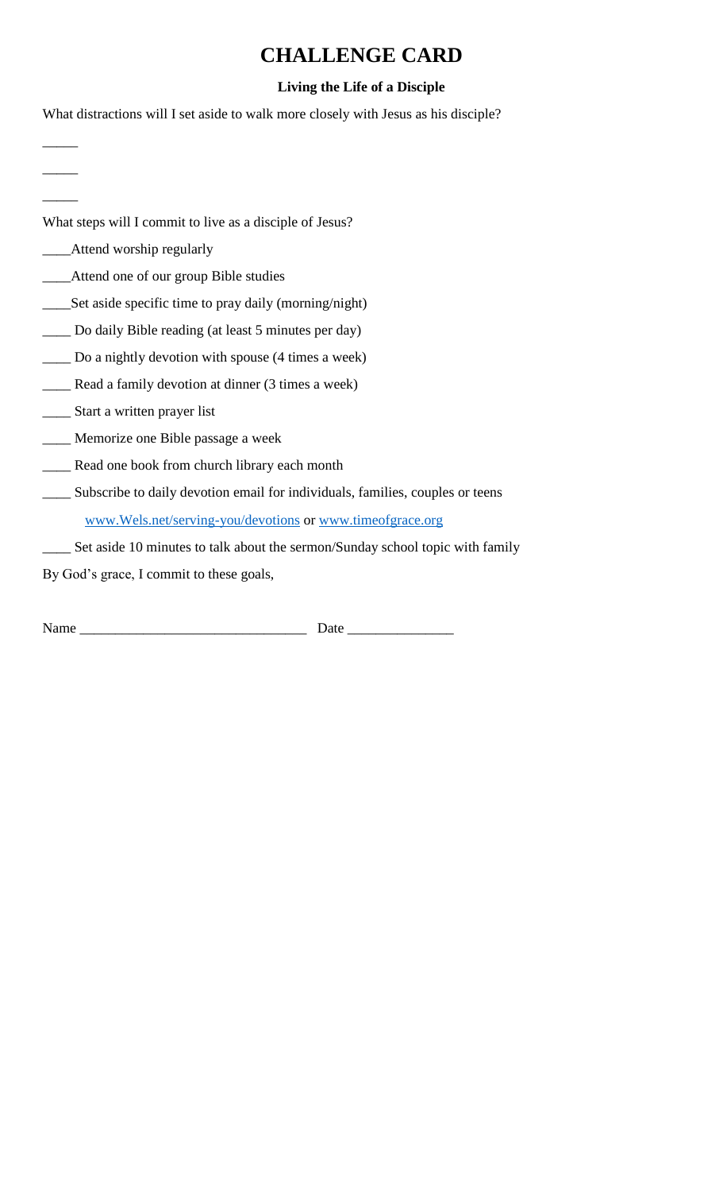# CHALLENGE CARD

**Living the Life of a Disciple**

What distractions will I set aside to walk more closely with Jesus as his disciple?

_____

_____

_____

What steps will I commit to live as a disciple of Jesus?

____Attend worship regularly

____Attend one of our group Bible studies

____Set aside specific time to pray daily (morning/night)

____ Do daily Bible reading (at least 5 minutes per day)

____ Do a nightly devotion with spouse (4 times a week)

____ Read a family devotion at dinner (3 times a week)

____ Start a written prayer list

____ Memorize one Bible passage a week

____ Read one book from church library each month

____ Subscribe to daily devotion email for individuals, families, couples or teens

www.Wels.net/serving-you/devotions or www.timeofgrace.org

____ Set aside 10 minutes to talk about the sermon/Sunday school topic with family

By God's grace, I commit to these goals,

Name ________________________________ Date _______________